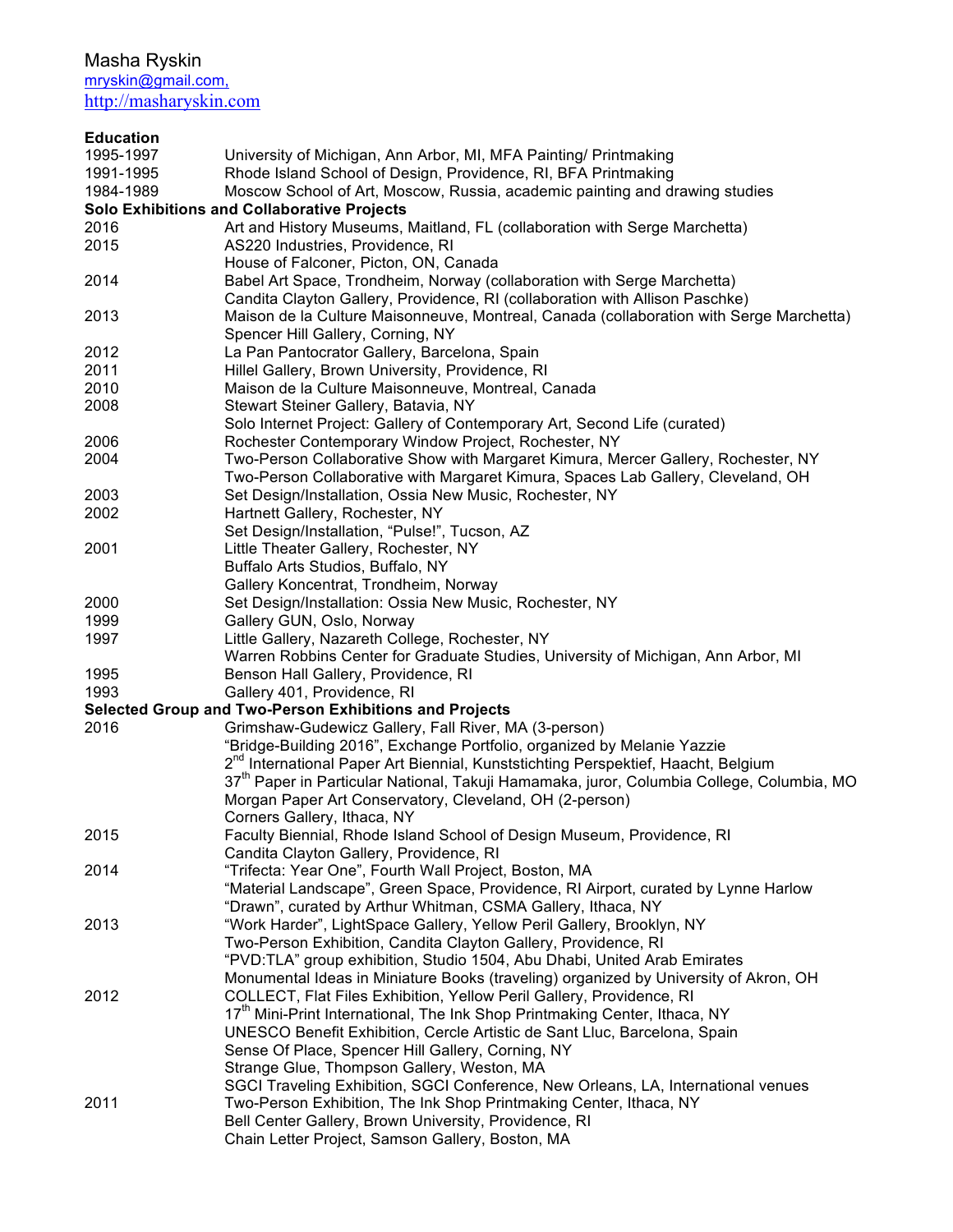Masha Ryskin
mryskin@gmail.com,
http://masharyskin.com

**Education**

| | |
|---|---|
| 1995-1997 | University of Michigan, Ann Arbor, MI, MFA Painting/ Printmaking |
| 1991-1995 | Rhode Island School of Design, Providence, RI, BFA Printmaking |
| 1984-1989 | Moscow School of Art, Moscow, Russia, academic painting and drawing studies |

**Solo Exhibitions and Collaborative Projects**

| | |
|---|---|
| 2016 | Art and History Museums, Maitland, FL (collaboration with Serge Marchetta) |
| 2015 | AS220 Industries, Providence, RI |
| | House of Falconer, Picton, ON, Canada |
| 2014 | Babel Art Space, Trondheim, Norway (collaboration with Serge Marchetta) |
| | Candita Clayton Gallery, Providence, RI (collaboration with Allison Paschke) |
| 2013 | Maison de la Culture Maisonneuve, Montreal, Canada (collaboration with Serge Marchetta) |
| | Spencer Hill Gallery, Corning, NY |
| 2012 | La Pan Pantocrator Gallery, Barcelona, Spain |
| 2011 | Hillel Gallery, Brown University, Providence, RI |
| 2010 | Maison de la Culture Maisonneuve, Montreal, Canada |
| 2008 | Stewart Steiner Gallery, Batavia, NY |
| | Solo Internet Project: Gallery of Contemporary Art, Second Life (curated) |
| 2006 | Rochester Contemporary Window Project, Rochester, NY |
| 2004 | Two-Person Collaborative Show with Margaret Kimura, Mercer Gallery, Rochester, NY |
| | Two-Person Collaborative with Margaret Kimura, Spaces Lab Gallery, Cleveland, OH |
| 2003 | Set Design/Installation, Ossia New Music, Rochester, NY |
| 2002 | Hartnett Gallery, Rochester, NY |
| | Set Design/Installation, "Pulse!", Tucson, AZ |
| 2001 | Little Theater Gallery, Rochester, NY |
| | Buffalo Arts Studios, Buffalo, NY |
| | Gallery Koncentrat, Trondheim, Norway |
| 2000 | Set Design/Installation: Ossia New Music, Rochester, NY |
| 1999 | Gallery GUN, Oslo, Norway |
| 1997 | Little Gallery, Nazareth College, Rochester, NY |
| | Warren Robbins Center for Graduate Studies, University of Michigan, Ann Arbor, MI |
| 1995 | Benson Hall Gallery, Providence, RI |
| 1993 | Gallery 401, Providence, RI |

**Selected Group and Two-Person Exhibitions and Projects**

| | |
|---|---|
| 2016 | Grimshaw-Gudewicz Gallery, Fall River, MA (3-person) |
| | "Bridge-Building 2016", Exchange Portfolio, organized by Melanie Yazzie |
| | 2nd International Paper Art Biennial, Kunststichting Perspektief, Haacht, Belgium |
| | 37th Paper in Particular National, Takuji Hamamaka, juror, Columbia College, Columbia, MO |
| | Morgan Paper Art Conservatory, Cleveland, OH (2-person) |
| | Corners Gallery, Ithaca, NY |
| 2015 | Faculty Biennial, Rhode Island School of Design Museum, Providence, RI |
| | Candita Clayton Gallery, Providence, RI |
| 2014 | "Trifecta: Year One", Fourth Wall Project, Boston, MA |
| | "Material Landscape", Green Space, Providence, RI Airport, curated by Lynne Harlow |
| | "Drawn", curated by Arthur Whitman, CSMA Gallery, Ithaca, NY |
| 2013 | "Work Harder", LightSpace Gallery, Yellow Peril Gallery, Brooklyn, NY |
| | Two-Person Exhibition, Candita Clayton Gallery, Providence, RI |
| | "PVD:TLA" group exhibition, Studio 1504, Abu Dhabi, United Arab Emirates |
| | Monumental Ideas in Miniature Books (traveling) organized by University of Akron, OH |
| 2012 | COLLECT, Flat Files Exhibition, Yellow Peril Gallery, Providence, RI |
| | 17th Mini-Print International, The Ink Shop Printmaking Center, Ithaca, NY |
| | UNESCO Benefit Exhibition, Cercle Artistic de Sant Lluc, Barcelona, Spain |
| | Sense Of Place, Spencer Hill Gallery, Corning, NY |
| | Strange Glue, Thompson Gallery, Weston, MA |
| | SGCI Traveling Exhibition, SGCI Conference, New Orleans, LA, International venues |
| 2011 | Two-Person Exhibition, The Ink Shop Printmaking Center, Ithaca, NY |
| | Bell Center Gallery, Brown University, Providence, RI |
| | Chain Letter Project, Samson Gallery, Boston, MA |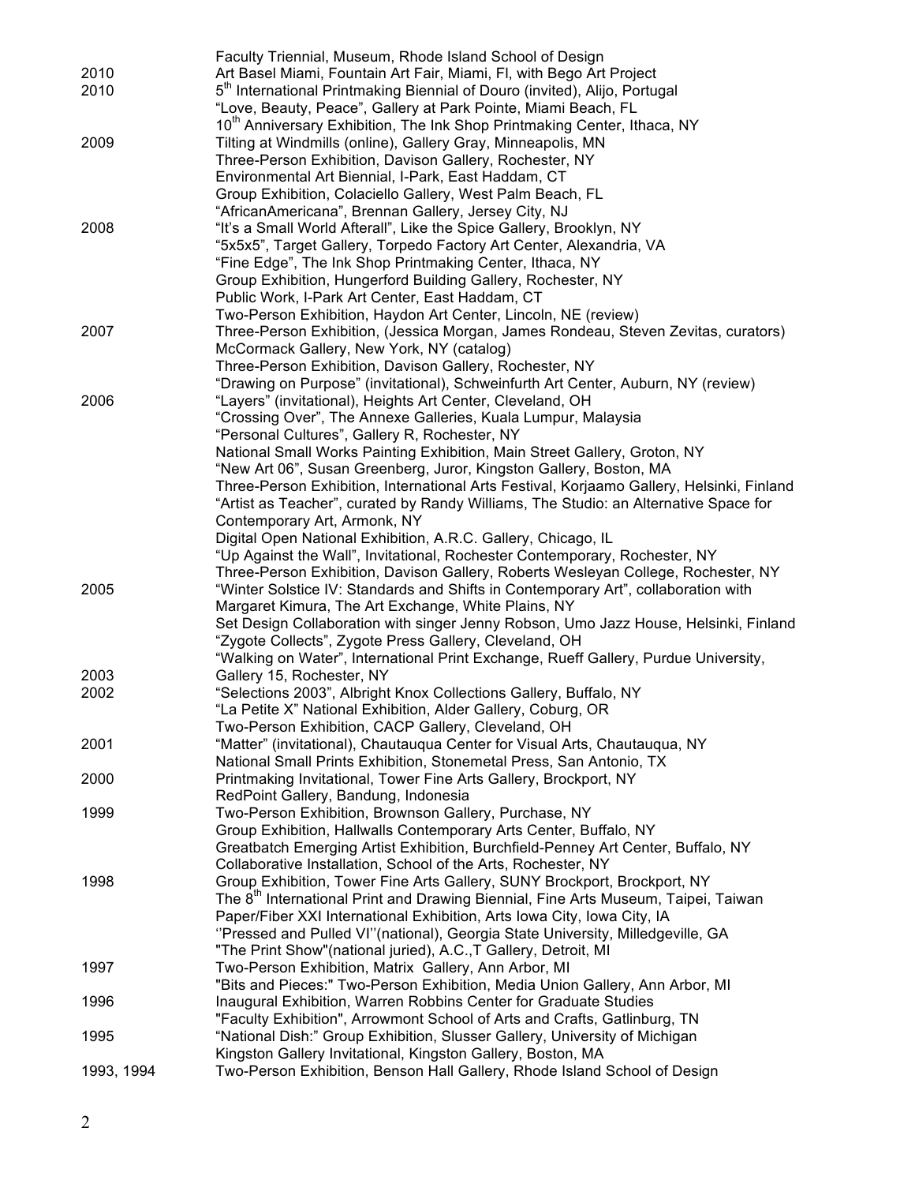| | |
|---|---|
| | Faculty Triennial, Museum, Rhode Island School of Design |
| 2010 | Art Basel Miami, Fountain Art Fair, Miami, Fl, with Bego Art Project |
| 2010 | 5th International Printmaking Biennial of Douro (invited), Alijo, Portugal |
| | "Love, Beauty, Peace", Gallery at Park Pointe, Miami Beach, FL |
| | 10th Anniversary Exhibition, The Ink Shop Printmaking Center, Ithaca, NY |
| 2009 | Tilting at Windmills (online), Gallery Gray, Minneapolis, MN |
| | Three-Person Exhibition, Davison Gallery, Rochester, NY |
| | Environmental Art Biennial, I-Park, East Haddam, CT |
| | Group Exhibition, Colaciello Gallery, West Palm Beach, FL |
| | "AfricanAmericana", Brennan Gallery, Jersey City, NJ |
| 2008 | "It's a Small World Afterall", Like the Spice Gallery, Brooklyn, NY |
| | "5x5x5", Target Gallery, Torpedo Factory Art Center, Alexandria, VA |
| | "Fine Edge", The Ink Shop Printmaking Center, Ithaca, NY |
| | Group Exhibition, Hungerford Building Gallery, Rochester, NY |
| | Public Work, I-Park Art Center, East Haddam, CT |
| | Two-Person Exhibition, Haydon Art Center, Lincoln, NE (review) |
| 2007 | Three-Person Exhibition, (Jessica Morgan, James Rondeau, Steven Zevitas, curators) McCormack Gallery, New York, NY (catalog) |
| | Three-Person Exhibition, Davison Gallery, Rochester, NY |
| | "Drawing on Purpose" (invitational), Schweinfurth Art Center, Auburn, NY (review) |
| 2006 | "Layers" (invitational), Heights Art Center, Cleveland, OH |
| | "Crossing Over", The Annexe Galleries, Kuala Lumpur, Malaysia |
| | "Personal Cultures", Gallery R, Rochester, NY |
| | National Small Works Painting Exhibition, Main Street Gallery, Groton, NY |
| | "New Art 06", Susan Greenberg, Juror, Kingston Gallery, Boston, MA |
| | Three-Person Exhibition, International Arts Festival, Korjaamo Gallery, Helsinki, Finland |
| | "Artist as Teacher", curated by Randy Williams, The Studio: an Alternative Space for Contemporary Art, Armonk, NY |
| | Digital Open National Exhibition, A.R.C. Gallery, Chicago, IL |
| | "Up Against the Wall", Invitational, Rochester Contemporary, Rochester, NY |
| | Three-Person Exhibition, Davison Gallery, Roberts Wesleyan College, Rochester, NY |
| 2005 | "Winter Solstice IV: Standards and Shifts in Contemporary Art", collaboration with Margaret Kimura, The Art Exchange, White Plains, NY |
| | Set Design Collaboration with singer Jenny Robson, Umo Jazz House, Helsinki, Finland |
| | "Zygote Collects", Zygote Press Gallery, Cleveland, OH |
| | "Walking on Water", International Print Exchange, Rueff Gallery, Purdue University, |
| 2003 | Gallery 15, Rochester, NY |
| 2002 | "Selections 2003", Albright Knox Collections Gallery, Buffalo, NY |
| | "La Petite X" National Exhibition, Alder Gallery, Coburg, OR |
| | Two-Person Exhibition, CACP Gallery, Cleveland, OH |
| 2001 | "Matter" (invitational), Chautauqua Center for Visual Arts, Chautauqua, NY |
| | National Small Prints Exhibition, Stonemetal Press, San Antonio, TX |
| 2000 | Printmaking Invitational, Tower Fine Arts Gallery, Brockport, NY |
| | RedPoint Gallery, Bandung, Indonesia |
| 1999 | Two-Person Exhibition, Brownson Gallery, Purchase, NY |
| | Group Exhibition, Hallwalls Contemporary Arts Center, Buffalo, NY |
| | Greatbatch Emerging Artist Exhibition, Burchfield-Penney Art Center, Buffalo, NY |
| | Collaborative Installation, School of the Arts, Rochester, NY |
| 1998 | Group Exhibition, Tower Fine Arts Gallery, SUNY Brockport, Brockport, NY |
| | The 8th International Print and Drawing Biennial, Fine Arts Museum, Taipei, Taiwan |
| | Paper/Fiber XXI International Exhibition, Arts Iowa City, Iowa City, IA |
| | ''Pressed and Pulled VI''(national), Georgia State University, Milledgeville, GA |
| | "The Print Show"(national juried), A.C.,T Gallery, Detroit, MI |
| 1997 | Two-Person Exhibition, Matrix Gallery, Ann Arbor, MI |
| | "Bits and Pieces:" Two-Person Exhibition, Media Union Gallery, Ann Arbor, MI |
| 1996 | Inaugural Exhibition, Warren Robbins Center for Graduate Studies |
| | "Faculty Exhibition", Arrowmont School of Arts and Crafts, Gatlinburg, TN |
| 1995 | "National Dish:" Group Exhibition, Slusser Gallery, University of Michigan |
| | Kingston Gallery Invitational, Kingston Gallery, Boston, MA |
| 1993, 1994 | Two-Person Exhibition, Benson Hall Gallery, Rhode Island School of Design |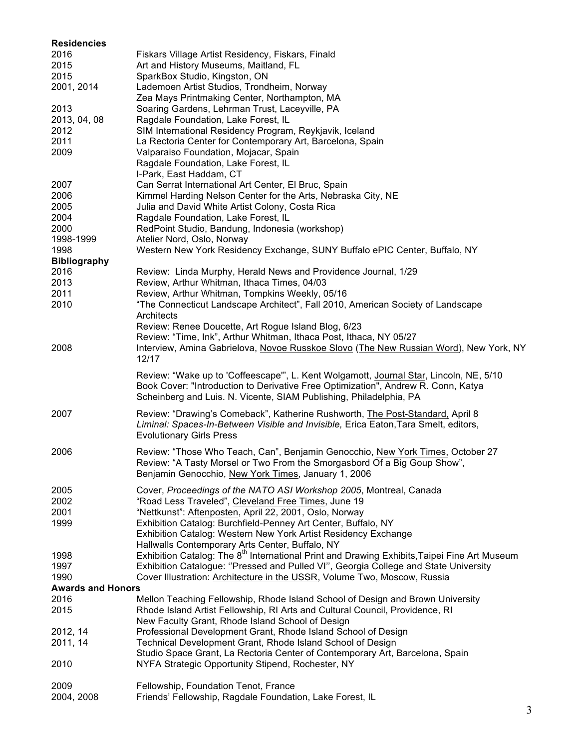**Residencies**

2016 Fiskars Village Artist Residency, Fiskars, Finald
2015 Art and History Museums, Maitland, FL
2015 SparkBox Studio, Kingston, ON
2001, 2014 Lademoen Artist Studios, Trondheim, Norway
Zea Mays Printmaking Center, Northampton, MA
2013 Soaring Gardens, Lehrman Trust, Laceyville, PA
2013, 04, 08 Ragdale Foundation, Lake Forest, IL
2012 SIM International Residency Program, Reykjavik, Iceland
2011 La Rectoria Center for Contemporary Art, Barcelona, Spain
2009 Valparaiso Foundation, Mojacar, Spain
Ragdale Foundation, Lake Forest, IL
I-Park, East Haddam, CT
2007 Can Serrat International Art Center, El Bruc, Spain
2006 Kimmel Harding Nelson Center for the Arts, Nebraska City, NE
2005 Julia and David White Artist Colony, Costa Rica
2004 Ragdale Foundation, Lake Forest, IL
2000 RedPoint Studio, Bandung, Indonesia (workshop)
1998-1999 Atelier Nord, Oslo, Norway
1998 Western New York Residency Exchange, SUNY Buffalo ePIC Center, Buffalo, NY

**Bibliography**

2016 Review: Linda Murphy, Herald News and Providence Journal, 1/29
2013 Review, Arthur Whitman, Ithaca Times, 04/03
2011 Review, Arthur Whitman, Tompkins Weekly, 05/16
2010 "The Connecticut Landscape Architect", Fall 2010, American Society of Landscape Architects
Review: Renee Doucette, Art Rogue Island Blog, 6/23
Review: "Time, Ink", Arthur Whitman, Ithaca Post, Ithaca, NY 05/27
2008 Interview, Amina Gabrielova, Novoe Russkoe Slovo (The New Russian Word), New York, NY 12/17
Review: "Wake up to 'Coffeescape'", L. Kent Wolgamott, Journal Star, Lincoln, NE, 5/10
Book Cover: "Introduction to Derivative Free Optimization", Andrew R. Conn, Katya Scheinberg and Luis. N. Vicente, SIAM Publishing, Philadelphia, PA
2007 Review: "Drawing's Comeback", Katherine Rushworth, The Post-Standard, April 8
*Liminal: Spaces-In-Between Visible and Invisible,* Erica Eaton,Tara Smelt, editors, Evolutionary Girls Press
2006 Review: "Those Who Teach, Can", Benjamin Genocchio, New York Times, October 27
Review: "A Tasty Morsel or Two From the Smorgasbord Of a Big Goup Show", Benjamin Genocchio, New York Times, January 1, 2006
2005 Cover, *Proceedings of the NATO ASI Workshop 2005*, Montreal, Canada
2002 "Road Less Traveled", Cleveland Free Times, June 19
2001 "Nettkunst": Aftenposten, April 22, 2001, Oslo, Norway
1999 Exhibition Catalog: Burchfield-Penney Art Center, Buffalo, NY
Exhibition Catalog: Western New York Artist Residency Exchange
Hallwalls Contemporary Arts Center, Buffalo, NY
1998 Exhibition Catalog: The 8th International Print and Drawing Exhibits,Taipei Fine Art Museum
1997 Exhibition Catalogue: ''Pressed and Pulled VI'', Georgia College and State University
1990 Cover Illustration: Architecture in the USSR, Volume Two, Moscow, Russia

**Awards and Honors**

2016 Mellon Teaching Fellowship, Rhode Island School of Design and Brown University
2015 Rhode Island Artist Fellowship, RI Arts and Cultural Council, Providence, RI
New Faculty Grant, Rhode Island School of Design
2012, 14 Professional Development Grant, Rhode Island School of Design
2011, 14 Technical Development Grant, Rhode Island School of Design
Studio Space Grant, La Rectoria Center of Contemporary Art, Barcelona, Spain
2010 NYFA Strategic Opportunity Stipend, Rochester, NY
2009 Fellowship, Foundation Tenot, France
2004, 2008 Friends' Fellowship, Ragdale Foundation, Lake Forest, IL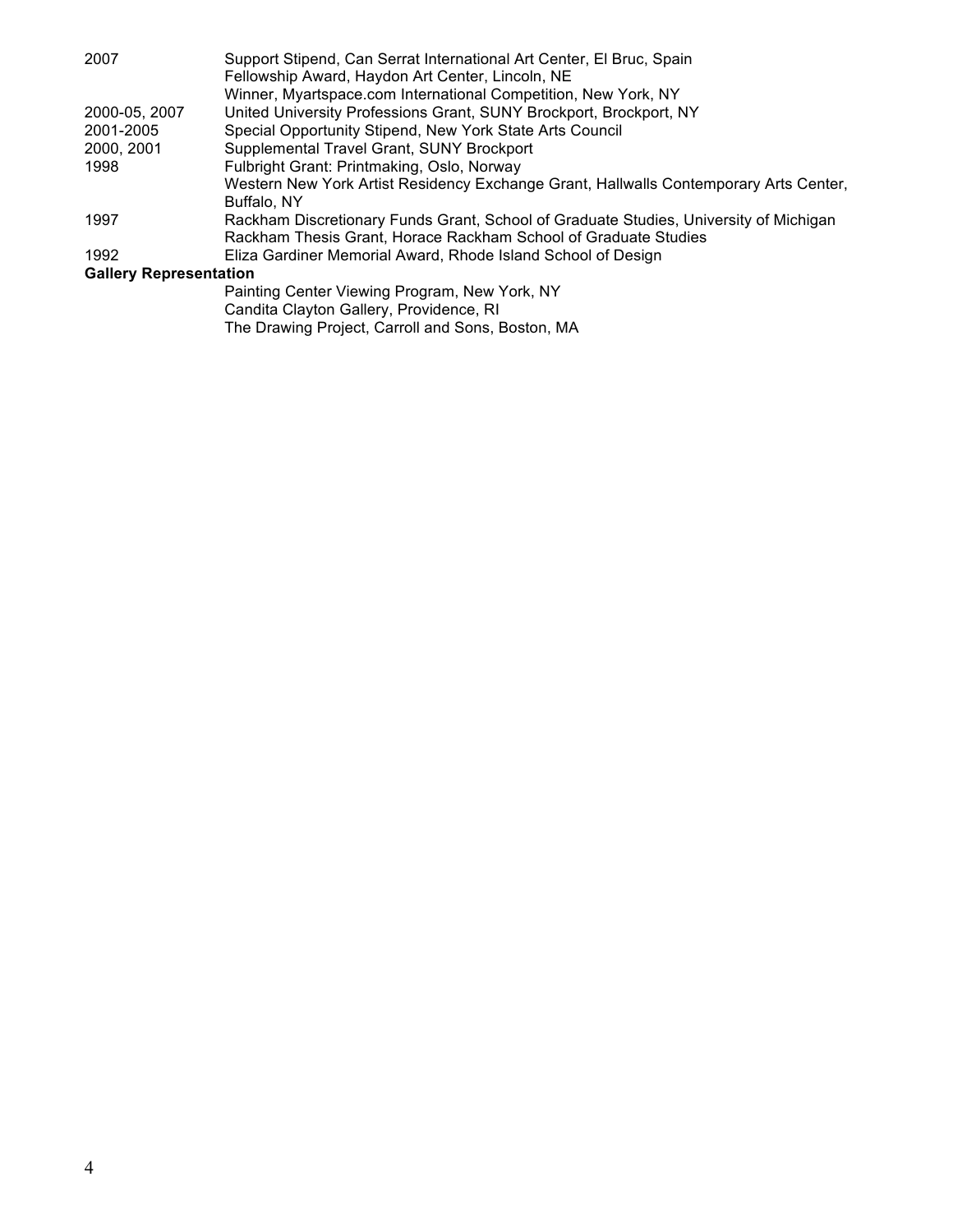| | |
|---|---|
| 2007 | Support Stipend, Can Serrat International Art Center, El Bruc, Spain |
| | Fellowship Award, Haydon Art Center, Lincoln, NE |
| | Winner, Myartspace.com International Competition, New York, NY |
| 2000-05, 2007 | United University Professions Grant, SUNY Brockport, Brockport, NY |
| 2001-2005 | Special Opportunity Stipend, New York State Arts Council |
| 2000, 2001 | Supplemental Travel Grant, SUNY Brockport |
| 1998 | Fulbright Grant: Printmaking, Oslo, Norway |
| | Western New York Artist Residency Exchange Grant, Hallwalls Contemporary Arts Center, Buffalo, NY |
| 1997 | Rackham Discretionary Funds Grant, School of Graduate Studies, University of Michigan |
| | Rackham Thesis Grant, Horace Rackham School of Graduate Studies |
| 1992 | Eliza Gardiner Memorial Award, Rhode Island School of Design |

**Gallery Representation**

Painting Center Viewing Program, New York, NY
Candita Clayton Gallery, Providence, RI
The Drawing Project, Carroll and Sons, Boston, MA